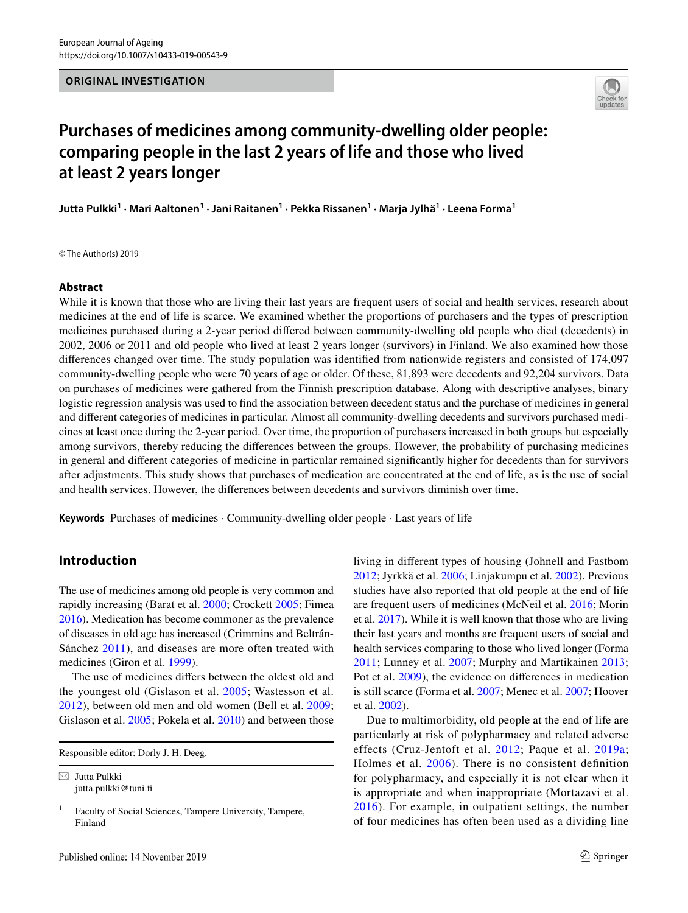ORIGINAL INVESTIGATION

# Purchases of medicines among community-dwelling older people: comparing people in the last 2 years of life and those who lived at least 2 years longer

**Jutta Pulkki[1] · Mari Aaltonen[1] · Jani Raitanen[1] · Pekka Rissanen[1] · Marja Jylhä[1] · Leena Forma[1]**

© The Author(s) 2019

## Abstract

While it is known that those who are living their last years are frequent users of social and health services, research about medicines at the end of life is scarce. We examined whether the proportions of purchasers and the types of prescription medicines purchased during a 2-year period differed between community-dwelling old people who died (decedents) in 2002, 2006 or 2011 and old people who lived at least 2 years longer (survivors) in Finland. We also examined how those differences changed over time. The study population was identified from nationwide registers and consisted of 174,097 community-dwelling people who were 70 years of age or older. Of these, 81,893 were decedents and 92,204 survivors. Data on purchases of medicines were gathered from the Finnish prescription database. Along with descriptive analyses, binary logistic regression analysis was used to find the association between decedent status and the purchase of medicines in general and different categories of medicines in particular. Almost all community-dwelling decedents and survivors purchased medicines at least once during the 2-year period. Over time, the proportion of purchasers increased in both groups but especially among survivors, thereby reducing the differences between the groups. However, the probability of purchasing medicines in general and different categories of medicine in particular remained significantly higher for decedents than for survivors after adjustments. This study shows that purchases of medication are concentrated at the end of life, as is the use of social and health services. However, the differences between decedents and survivors diminish over time.

**Keywords** Purchases of medicines · Community-dwelling older people · Last years of life

## Introduction

The use of medicines among old people is very common and rapidly increasing (Barat et al. 2000; Crockett 2005; Fimea 2016). Medication has become commoner as the prevalence of diseases in old age has increased (Crimmins and Beltrán-Sánchez 2011), and diseases are more often treated with medicines (Giron et al. 1999).

The use of medicines differs between the oldest old and the youngest old (Gislason et al. 2005; Wastesson et al. 2012), between old men and old women (Bell et al. 2009; Gislason et al. 2005; Pokela et al. 2010) and between those living in different types of housing (Johnell and Fastbom 2012; Jyrkkä et al. 2006; Linjakumpu et al. 2002). Previous studies have also reported that old people at the end of life are frequent users of medicines (McNeil et al. 2016; Morin et al. 2017). While it is well known that those who are living their last years and months are frequent users of social and health services comparing to those who lived longer (Forma 2011; Lunney et al. 2007; Murphy and Martikainen 2013; Pot et al. 2009), the evidence on differences in medication is still scarce (Forma et al. 2007; Menec et al. 2007; Hoover et al. 2002).

Due to multimorbidity, old people at the end of life are particularly at risk of polypharmacy and related adverse effects (Cruz-Jentoft et al. 2012; Paque et al. 2019a; Holmes et al. 2006). There is no consistent definition for polypharmacy, and especially it is not clear when it is appropriate and when inappropriate (Mortazavi et al. 2016). For example, in outpatient settings, the number of four medicines has often been used as a dividing line

---

Responsible editor: Dorly J. H. Deeg.

✉ Jutta Pulkki
jutta.pulkki@tuni.fi

[1] Faculty of Social Sciences, Tampere University, Tampere, Finland

Published online: 14 November 2019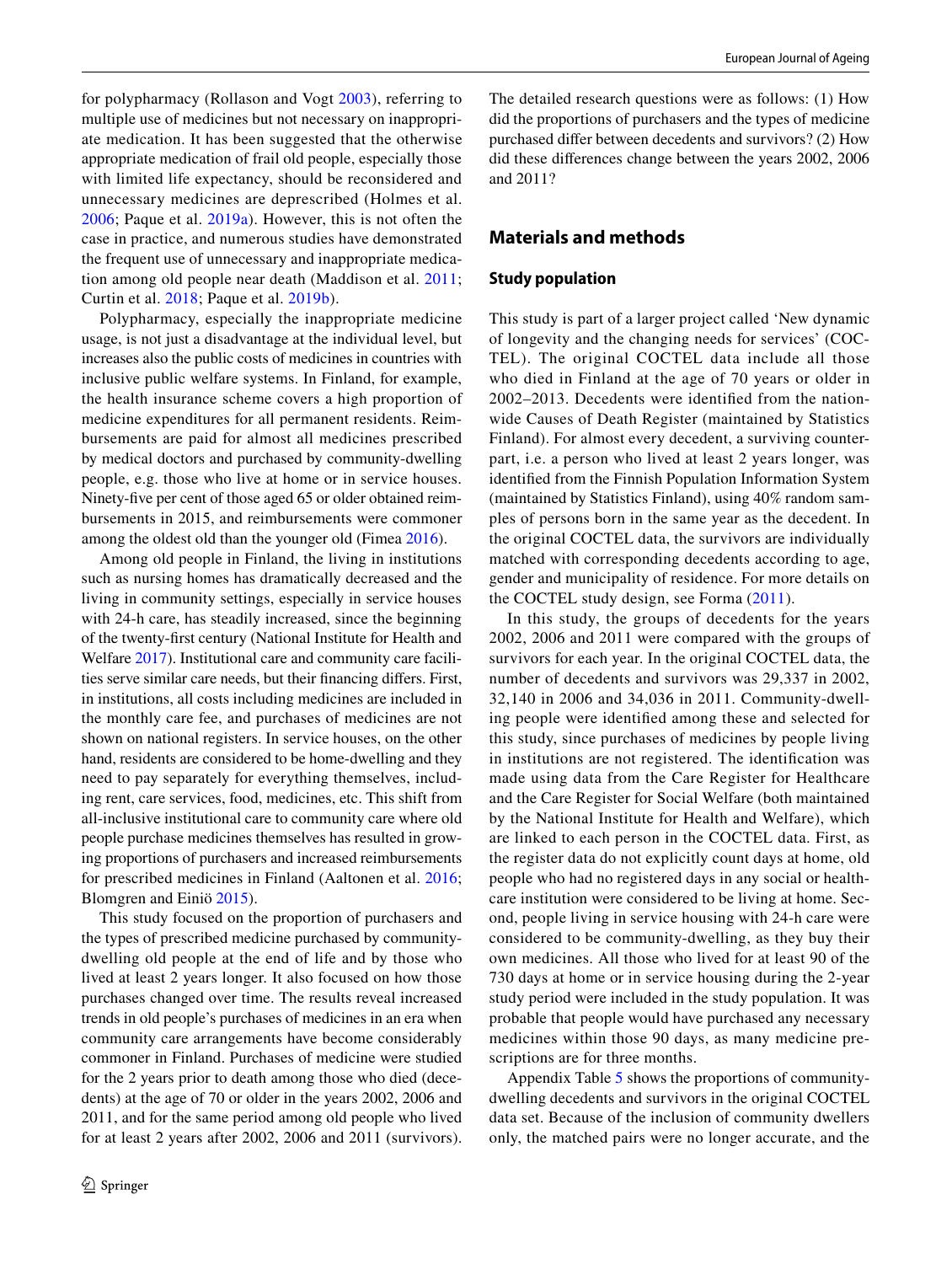for polypharmacy (Rollason and Vogt 2003), referring to multiple use of medicines but not necessary on inappropriate medication. It has been suggested that the otherwise appropriate medication of frail old people, especially those with limited life expectancy, should be reconsidered and unnecessary medicines are deprescribed (Holmes et al. 2006; Paque et al. 2019a). However, this is not often the case in practice, and numerous studies have demonstrated the frequent use of unnecessary and inappropriate medication among old people near death (Maddison et al. 2011; Curtin et al. 2018; Paque et al. 2019b).

Polypharmacy, especially the inappropriate medicine usage, is not just a disadvantage at the individual level, but increases also the public costs of medicines in countries with inclusive public welfare systems. In Finland, for example, the health insurance scheme covers a high proportion of medicine expenditures for all permanent residents. Reimbursements are paid for almost all medicines prescribed by medical doctors and purchased by community-dwelling people, e.g. those who live at home or in service houses. Ninety-five per cent of those aged 65 or older obtained reimbursements in 2015, and reimbursements were commoner among the oldest old than the younger old (Fimea 2016).

Among old people in Finland, the living in institutions such as nursing homes has dramatically decreased and the living in community settings, especially in service houses with 24-h care, has steadily increased, since the beginning of the twenty-first century (National Institute for Health and Welfare 2017). Institutional care and community care facilities serve similar care needs, but their financing differs. First, in institutions, all costs including medicines are included in the monthly care fee, and purchases of medicines are not shown on national registers. In service houses, on the other hand, residents are considered to be home-dwelling and they need to pay separately for everything themselves, including rent, care services, food, medicines, etc. This shift from all-inclusive institutional care to community care where old people purchase medicines themselves has resulted in growing proportions of purchasers and increased reimbursements for prescribed medicines in Finland (Aaltonen et al. 2016; Blomgren and Einiö 2015).

This study focused on the proportion of purchasers and the types of prescribed medicine purchased by community-dwelling old people at the end of life and by those who lived at least 2 years longer. It also focused on how those purchases changed over time. The results reveal increased trends in old people's purchases of medicines in an era when community care arrangements have become considerably commoner in Finland. Purchases of medicine were studied for the 2 years prior to death among those who died (decedents) at the age of 70 or older in the years 2002, 2006 and 2011, and for the same period among old people who lived for at least 2 years after 2002, 2006 and 2011 (survivors). The detailed research questions were as follows: (1) How did the proportions of purchasers and the types of medicine purchased differ between decedents and survivors? (2) How did these differences change between the years 2002, 2006 and 2011?

## Materials and methods

### Study population

This study is part of a larger project called 'New dynamic of longevity and the changing needs for services' (COCTEL). The original COCTEL data include all those who died in Finland at the age of 70 years or older in 2002–2013. Decedents were identified from the nationwide Causes of Death Register (maintained by Statistics Finland). For almost every decedent, a surviving counterpart, i.e. a person who lived at least 2 years longer, was identified from the Finnish Population Information System (maintained by Statistics Finland), using 40% random samples of persons born in the same year as the decedent. In the original COCTEL data, the survivors are individually matched with corresponding decedents according to age, gender and municipality of residence. For more details on the COCTEL study design, see Forma (2011).

In this study, the groups of decedents for the years 2002, 2006 and 2011 were compared with the groups of survivors for each year. In the original COCTEL data, the number of decedents and survivors was 29,337 in 2002, 32,140 in 2006 and 34,036 in 2011. Community-dwelling people were identified among these and selected for this study, since purchases of medicines by people living in institutions are not registered. The identification was made using data from the Care Register for Healthcare and the Care Register for Social Welfare (both maintained by the National Institute for Health and Welfare), which are linked to each person in the COCTEL data. First, as the register data do not explicitly count days at home, old people who had no registered days in any social or healthcare institution were considered to be living at home. Second, people living in service housing with 24-h care were considered to be community-dwelling, as they buy their own medicines. All those who lived for at least 90 of the 730 days at home or in service housing during the 2-year study period were included in the study population. It was probable that people would have purchased any necessary medicines within those 90 days, as many medicine prescriptions are for three months.

Appendix Table 5 shows the proportions of community-dwelling decedents and survivors in the original COCTEL data set. Because of the inclusion of community dwellers only, the matched pairs were no longer accurate, and the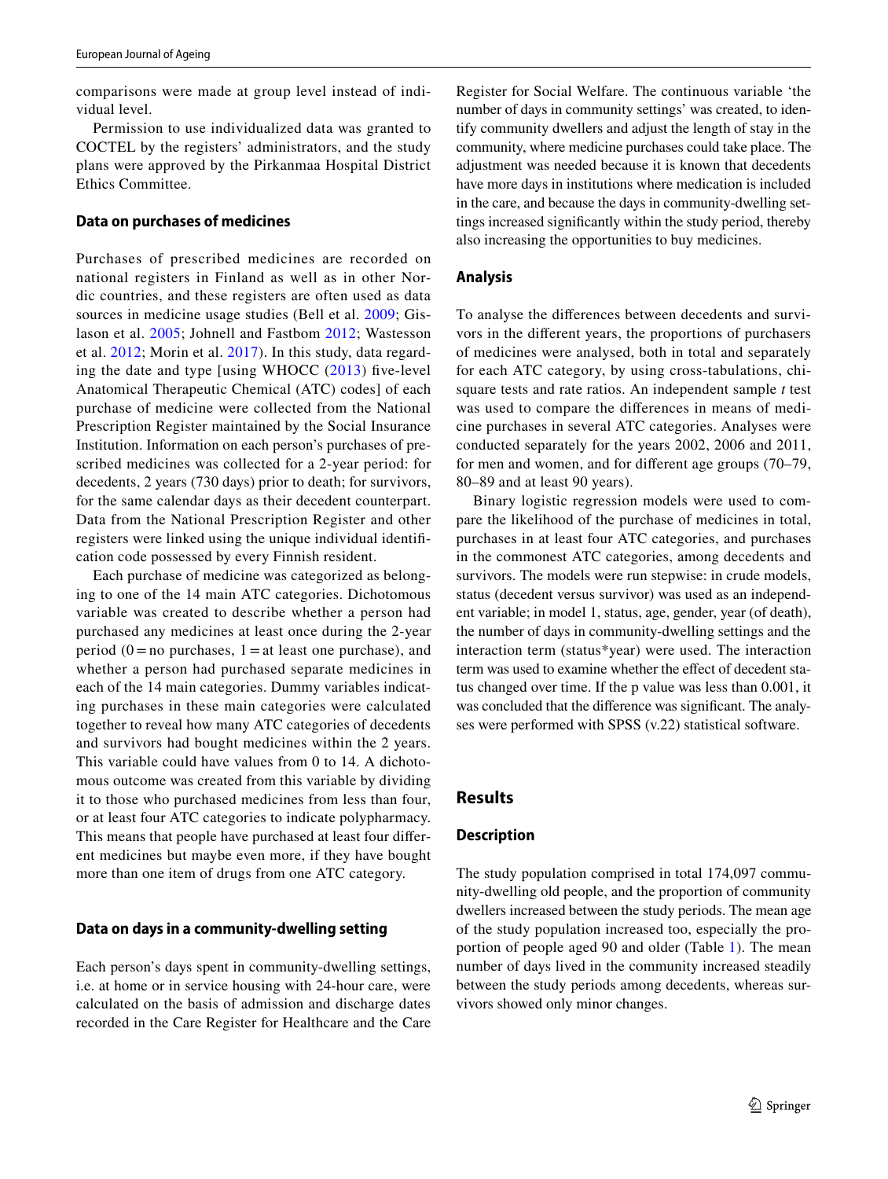comparisons were made at group level instead of individual level.

Permission to use individualized data was granted to COCTEL by the registers' administrators, and the study plans were approved by the Pirkanmaa Hospital District Ethics Committee.

### Data on purchases of medicines

Purchases of prescribed medicines are recorded on national registers in Finland as well as in other Nordic countries, and these registers are often used as data sources in medicine usage studies (Bell et al. 2009; Gislason et al. 2005; Johnell and Fastbom 2012; Wastesson et al. 2012; Morin et al. 2017). In this study, data regarding the date and type [using WHOCC (2013) five-level Anatomical Therapeutic Chemical (ATC) codes] of each purchase of medicine were collected from the National Prescription Register maintained by the Social Insurance Institution. Information on each person's purchases of prescribed medicines was collected for a 2-year period: for decedents, 2 years (730 days) prior to death; for survivors, for the same calendar days as their decedent counterpart. Data from the National Prescription Register and other registers were linked using the unique individual identification code possessed by every Finnish resident.

Each purchase of medicine was categorized as belonging to one of the 14 main ATC categories. Dichotomous variable was created to describe whether a person had purchased any medicines at least once during the 2-year period (0 = no purchases, 1 = at least one purchase), and whether a person had purchased separate medicines in each of the 14 main categories. Dummy variables indicating purchases in these main categories were calculated together to reveal how many ATC categories of decedents and survivors had bought medicines within the 2 years. This variable could have values from 0 to 14. A dichotomous outcome was created from this variable by dividing it to those who purchased medicines from less than four, or at least four ATC categories to indicate polypharmacy. This means that people have purchased at least four different medicines but maybe even more, if they have bought more than one item of drugs from one ATC category.

### Data on days in a community-dwelling setting

Each person's days spent in community-dwelling settings, i.e. at home or in service housing with 24-hour care, were calculated on the basis of admission and discharge dates recorded in the Care Register for Healthcare and the Care Register for Social Welfare. The continuous variable 'the number of days in community settings' was created, to identify community dwellers and adjust the length of stay in the community, where medicine purchases could take place. The adjustment was needed because it is known that decedents have more days in institutions where medication is included in the care, and because the days in community-dwelling settings increased significantly within the study period, thereby also increasing the opportunities to buy medicines.

### Analysis

To analyse the differences between decedents and survivors in the different years, the proportions of purchasers of medicines were analysed, both in total and separately for each ATC category, by using cross-tabulations, chi-square tests and rate ratios. An independent sample *t* test was used to compare the differences in means of medicine purchases in several ATC categories. Analyses were conducted separately for the years 2002, 2006 and 2011, for men and women, and for different age groups (70–79, 80–89 and at least 90 years).

Binary logistic regression models were used to compare the likelihood of the purchase of medicines in total, purchases in at least four ATC categories, and purchases in the commonest ATC categories, among decedents and survivors. The models were run stepwise: in crude models, status (decedent versus survivor) was used as an independent variable; in model 1, status, age, gender, year (of death), the number of days in community-dwelling settings and the interaction term (status*year) were used. The interaction term was used to examine whether the effect of decedent status changed over time. If the p value was less than 0.001, it was concluded that the difference was significant. The analyses were performed with SPSS (v.22) statistical software.

## Results

### Description

The study population comprised in total 174,097 community-dwelling old people, and the proportion of community dwellers increased between the study periods. The mean age of the study population increased too, especially the proportion of people aged 90 and older (Table 1). The mean number of days lived in the community increased steadily between the study periods among decedents, whereas survivors showed only minor changes.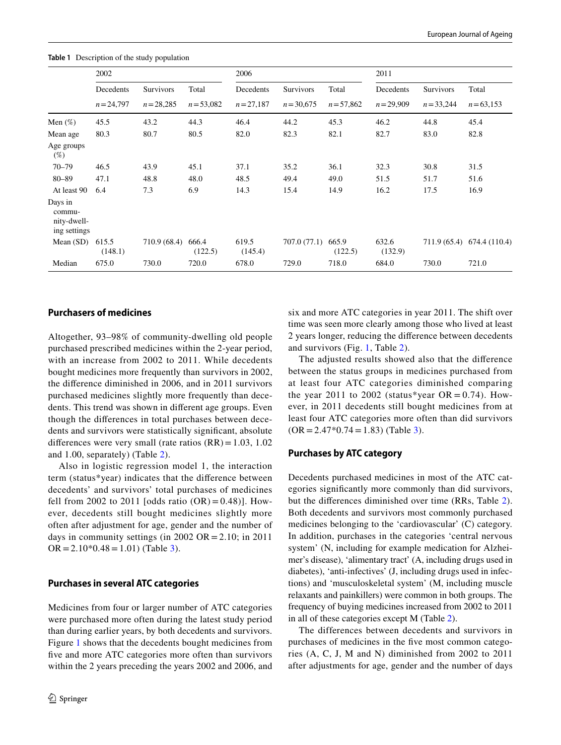**Table 1** Description of the study population

| | 2002 | | | 2006 | | | 2011 | | |
|---|---|---|---|---|---|---|---|---|---|
| | Decedents | Survivors | Total | Decedents | Survivors | Total | Decedents | Survivors | Total |
| | n = 24,797 | n = 28,285 | n = 53,082 | n = 27,187 | n = 30,675 | n = 57,862 | n = 29,909 | n = 33,244 | n = 63,153 |
| Men (%) | 45.5 | 43.2 | 44.3 | 46.4 | 44.2 | 45.3 | 46.2 | 44.8 | 45.4 |
| Mean age | 80.3 | 80.7 | 80.5 | 82.0 | 82.3 | 82.1 | 82.7 | 83.0 | 82.8 |
| Age groups (%) | | | | | | | | | |
| 70–79 | 46.5 | 43.9 | 45.1 | 37.1 | 35.2 | 36.1 | 32.3 | 30.8 | 31.5 |
| 80–89 | 47.1 | 48.8 | 48.0 | 48.5 | 49.4 | 49.0 | 51.5 | 51.7 | 51.6 |
| At least 90 | 6.4 | 7.3 | 6.9 | 14.3 | 15.4 | 14.9 | 16.2 | 17.5 | 16.9 |
| Days in community-dwelling settings | | | | | | | | | |
| Mean (SD) | 615.5 (148.1) | 710.9 (68.4) | 666.4 (122.5) | 619.5 (145.4) | 707.0 (77.1) | 665.9 (122.5) | 632.6 (132.9) | 711.9 (65.4) | 674.4 (110.4) |
| Median | 675.0 | 730.0 | 720.0 | 678.0 | 729.0 | 718.0 | 684.0 | 730.0 | 721.0 |

## Purchasers of medicines

Altogether, 93–98% of community-dwelling old people purchased prescribed medicines within the 2-year period, with an increase from 2002 to 2011. While decedents bought medicines more frequently than survivors in 2002, the difference diminished in 2006, and in 2011 survivors purchased medicines slightly more frequently than decedents. This trend was shown in different age groups. Even though the differences in total purchases between decedents and survivors were statistically significant, absolute differences were very small (rate ratios (RR) = 1.03, 1.02 and 1.00, separately) (Table 2).

Also in logistic regression model 1, the interaction term (status*year) indicates that the difference between decedents' and survivors' total purchases of medicines fell from 2002 to 2011 [odds ratio (OR) = 0.48)]. However, decedents still bought medicines slightly more often after adjustment for age, gender and the number of days in community settings (in 2002 OR = 2.10; in 2011 OR = 2.10*0.48 = 1.01) (Table 3).

## Purchases in several ATC categories

Medicines from four or larger number of ATC categories were purchased more often during the latest study period than during earlier years, by both decedents and survivors. Figure 1 shows that the decedents bought medicines from five and more ATC categories more often than survivors within the 2 years preceding the years 2002 and 2006, and six and more ATC categories in year 2011. The shift over time was seen more clearly among those who lived at least 2 years longer, reducing the difference between decedents and survivors (Fig. 1, Table 2).

The adjusted results showed also that the difference between the status groups in medicines purchased from at least four ATC categories diminished comparing the year 2011 to 2002 (status*year OR = 0.74). However, in 2011 decedents still bought medicines from at least four ATC categories more often than did survivors (OR = 2.47*0.74 = 1.83) (Table 3).

## Purchases by ATC category

Decedents purchased medicines in most of the ATC categories significantly more commonly than did survivors, but the differences diminished over time (RRs, Table 2). Both decedents and survivors most commonly purchased medicines belonging to the 'cardiovascular' (C) category. In addition, purchases in the categories 'central nervous system' (N, including for example medication for Alzheimer's disease), 'alimentary tract' (A, including drugs used in diabetes), 'anti-infectives' (J, including drugs used in infections) and 'musculoskeletal system' (M, including muscle relaxants and painkillers) were common in both groups. The frequency of buying medicines increased from 2002 to 2011 in all of these categories except M (Table 2).

The differences between decedents and survivors in purchases of medicines in the five most common categories (A, C, J, M and N) diminished from 2002 to 2011 after adjustments for age, gender and the number of days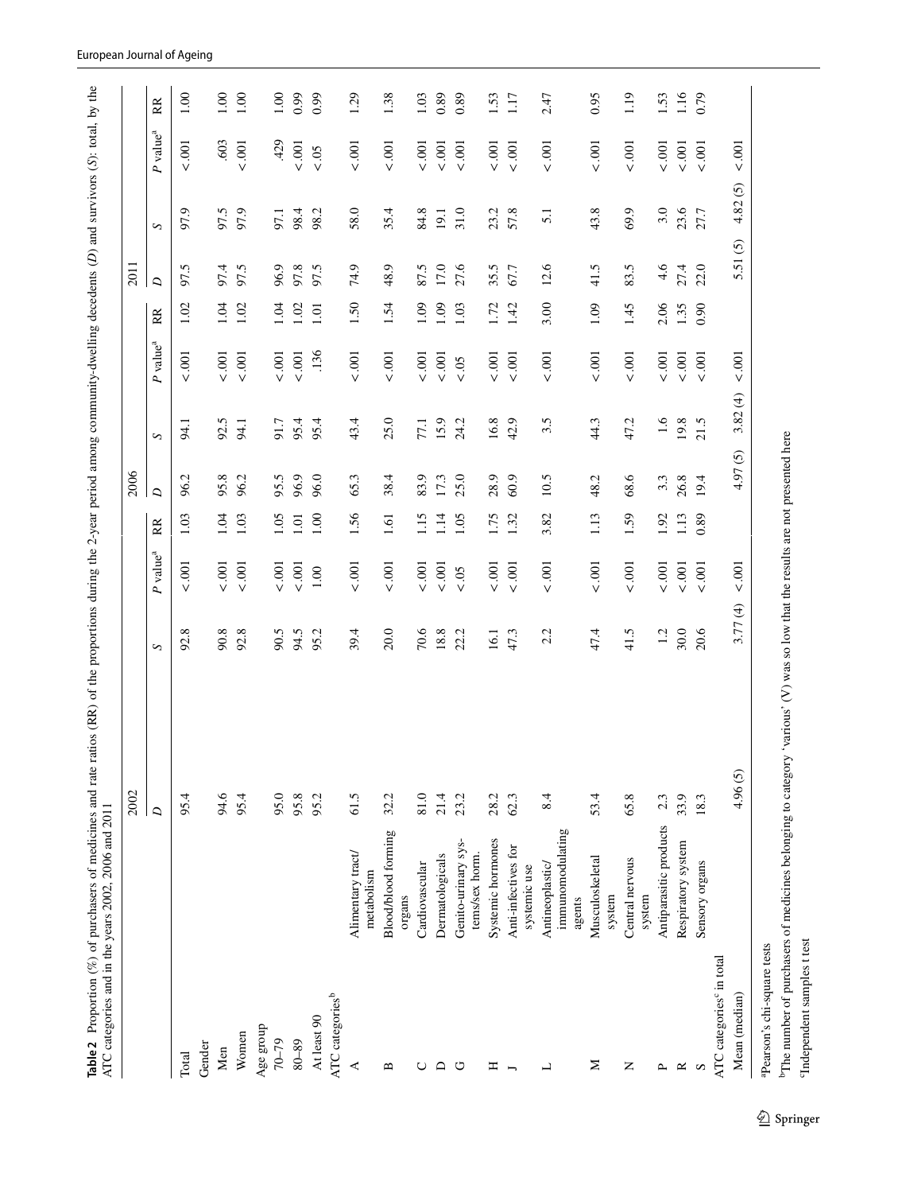**Table 2** Proportion (%) of purchasers of medicines and rate ratios (RR) of the proportions during the 2-year period among community-dwelling decedents (*D*) and survivors (*S*): total, by the ATC categories and in the years 2002, 2006 and 2011

| | | 2002 | | | | 2006 | | | | 2011 | | | |
|---|---|---|---|---|---|---|---|---|---|---|---|---|---|
| | | *D* | *S* | *P* value[a] | RR | *D* | *S* | *P* value[a] | RR | *D* | *S* | *P* value[a] | RR |
| Total | | 95.4 | 92.8 | < .001 | 1.03 | 96.2 | 94.1 | < .001 | 1.02 | 97.5 | 97.9 | < .001 | 1.00 |
| Gender | | | | | | | | | | | | | |
| Men | | 94.6 | 90.8 | < .001 | 1.04 | 95.8 | 92.5 | < .001 | 1.04 | 97.4 | 97.5 | .603 | 1.00 |
| Women | | 95.4 | 92.8 | < .001 | 1.03 | 96.2 | 94.1 | < .001 | 1.02 | 97.5 | 97.9 | < .001 | 1.00 |
| Age group | | | | | | | | | | | | | |
| 70–79 | | 95.0 | 90.5 | < .001 | 1.05 | 95.5 | 91.7 | < .001 | 1.04 | 96.9 | 97.1 | .429 | 1.00 |
| 80–89 | | 95.8 | 94.5 | < .001 | 1.01 | 96.9 | 95.4 | < .001 | 1.02 | 97.8 | 98.4 | < .001 | 0.99 |
| At least 90 | | 95.2 | 95.2 | 1.00 | 1.00 | 96.0 | 95.4 | .136 | 1.01 | 97.5 | 98.2 | < .05 | 0.99 |
| ATC categories[b] | | | | | | | | | | | | | |
| A | Alimentary tract/metabolism | 61.5 | 39.4 | < .001 | 1.56 | 65.3 | 43.4 | < .001 | 1.50 | 74.9 | 58.0 | < .001 | 1.29 |
| B | Blood/blood forming organs | 32.2 | 20.0 | < .001 | 1.61 | 38.4 | 25.0 | < .001 | 1.54 | 48.9 | 35.4 | < .001 | 1.38 |
| C | Cardiovascular | 81.0 | 70.6 | < .001 | 1.15 | 83.9 | 77.1 | < .001 | 1.09 | 87.5 | 84.8 | < .001 | 1.03 |
| D | Dermatologicals | 21.4 | 18.8 | < .001 | 1.14 | 17.3 | 15.9 | < .001 | 1.09 | 17.0 | 19.1 | < .001 | 0.89 |
| G | Genito-urinary systems/sex horm. | 23.2 | 22.2 | < .05 | 1.05 | 25.0 | 24.2 | < .05 | 1.03 | 27.6 | 31.0 | < .001 | 0.89 |
| H | Systemic hormones | 28.2 | 16.1 | < .001 | 1.75 | 28.9 | 16.8 | < .001 | 1.72 | 35.5 | 23.2 | < .001 | 1.53 |
| J | Anti-infectives for systemic use | 62.3 | 47.3 | < .001 | 1.32 | 60.9 | 42.9 | < .001 | 1.42 | 67.7 | 57.8 | < .001 | 1.17 |
| L | Antineoplastic/immunomodulating agents | 8.4 | 2.2 | < .001 | 3.82 | 10.5 | 3.5 | < .001 | 3.00 | 12.6 | 5.1 | < .001 | 2.47 |
| M | Musculoskeletal system | 53.4 | 47.4 | < .001 | 1.13 | 48.2 | 44.3 | < .001 | 1.09 | 41.5 | 43.8 | < .001 | 0.95 |
| N | Central nervous system | 65.8 | 41.5 | < .001 | 1.59 | 68.6 | 47.2 | < .001 | 1.45 | 83.5 | 69.9 | < .001 | 1.19 |
| P | Antiparasitic products | 2.3 | 1.2 | < .001 | 1.92 | 3.3 | 1.6 | < .001 | 2.06 | 4.6 | 3.0 | < .001 | 1.53 |
| R | Respiratory system | 33.9 | 30.0 | < .001 | 1.13 | 26.8 | 19.8 | < .001 | 1.35 | 27.4 | 23.6 | < .001 | 1.16 |
| S | Sensory organs | 18.3 | 20.6 | < .001 | 0.89 | 19.4 | 21.5 | < .001 | 0.90 | 22.0 | 27.7 | < .001 | 0.79 |
| ATC categories[c] in total | | | | | | | | | | | | | |
| Mean (median) | | 4.96 (5) | 3.77 (4) | < .001 | | 4.97 (5) | 3.82 (4) | < .001 | | 5.51 (5) | 4.82 (5) | < .001 | |

[a]Pearson's chi-square tests

[b]The number of purchasers of medicines belonging to category 'various' (V) was so low that the results are not presented here

[c]Independent samples t test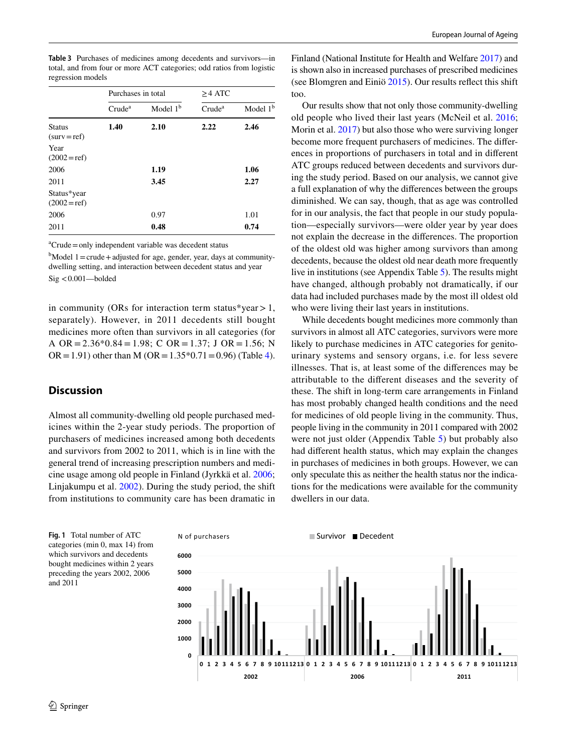**Table 3** Purchases of medicines among decedents and survivors—in total, and from four or more ACT categories; odd ratios from logistic regression models

| | Purchases in total | | ≥4 ATC | |
|---|---|---|---|---|
| | Crude[a] | Model 1[b] | Crude[a] | Model 1[b] |
| Status (surv = ref) | **1.40** | **2.10** | **2.22** | **2.46** |
| Year (2002 = ref) | | | | |
| 2006 | | **1.19** | | **1.06** |
| 2011 | | **3.45** | | **2.27** |
| Status*year (2002 = ref) | | | | |
| 2006 | | 0.97 | | 1.01 |
| 2011 | | **0.48** | | **0.74** |

[a]Crude = only independent variable was decedent status

[b]Model 1 = crude + adjusted for age, gender, year, days at community-dwelling setting, and interaction between decedent status and year

Sig < 0.001—bolded

in community (ORs for interaction term status*year > 1, separately). However, in 2011 decedents still bought medicines more often than survivors in all categories (for A OR = 2.36*0.84 = 1.98; C OR = 1.37; J OR = 1.56; N OR = 1.91) other than M (OR = 1.35*0.71 = 0.96) (Table 4).

## Discussion

Almost all community-dwelling old people purchased medicines within the 2-year study periods. The proportion of purchasers of medicines increased among both decedents and survivors from 2002 to 2011, which is in line with the general trend of increasing prescription numbers and medicine usage among old people in Finland (Jyrkkä et al. 2006; Linjakumpu et al. 2002). During the study period, the shift from institutions to community care has been dramatic in Finland (National Institute for Health and Welfare 2017) and is shown also in increased purchases of prescribed medicines (see Blomgren and Einiö 2015). Our results reflect this shift too.

Our results show that not only those community-dwelling old people who lived their last years (McNeil et al. 2016; Morin et al. 2017) but also those who were surviving longer become more frequent purchasers of medicines. The differences in proportions of purchasers in total and in different ATC groups reduced between decedents and survivors during the study period. Based on our analysis, we cannot give a full explanation of why the differences between the groups diminished. We can say, though, that as age was controlled for in our analysis, the fact that people in our study population—especially survivors—were older year by year does not explain the decrease in the differences. The proportion of the oldest old was higher among survivors than among decedents, because the oldest old near death more frequently live in institutions (see Appendix Table 5). The results might have changed, although probably not dramatically, if our data had included purchases made by the most ill oldest old who were living their last years in institutions.

While decedents bought medicines more commonly than survivors in almost all ATC categories, survivors were more likely to purchase medicines in ATC categories for genitourinary systems and sensory organs, i.e. for less severe illnesses. That is, at least some of the differences may be attributable to the different diseases and the severity of these. The shift in long-term care arrangements in Finland has most probably changed health conditions and the need for medicines of old people living in the community. Thus, people living in the community in 2011 compared with 2002 were not just older (Appendix Table 5) but probably also had different health status, which may explain the changes in purchases of medicines in both groups. However, we can only speculate this as neither the health status nor the indications for the medications were available for the community dwellers in our data.

**Fig. 1** Total number of ATC categories (min 0, max 14) from which survivors and decedents bought medicines within 2 years preceding the years 2002, 2006 and 2011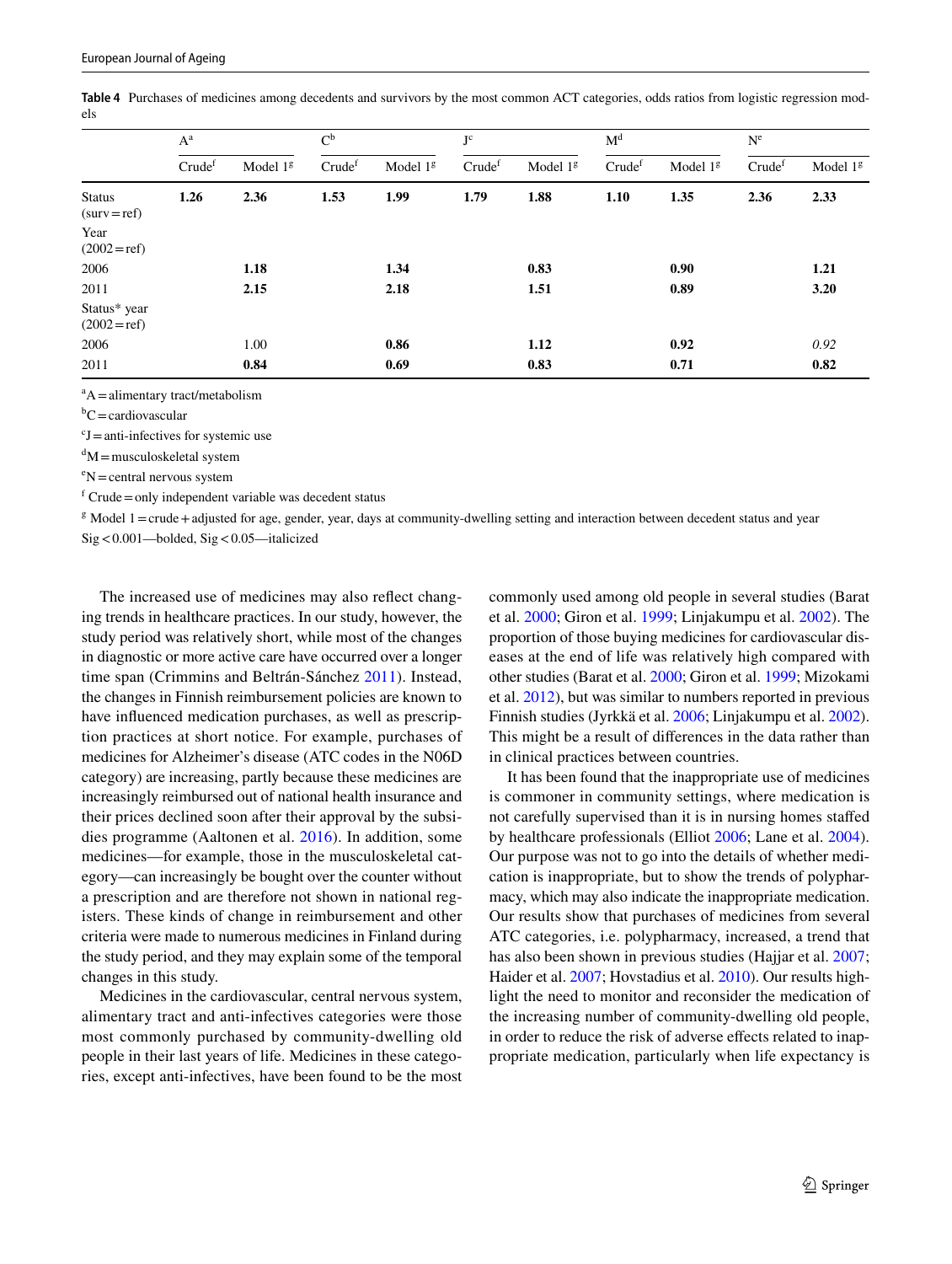**Table 4** Purchases of medicines among decedents and survivors by the most common ACT categories, odds ratios from logistic regression models

| | A[a] | | C[b] | | J[c] | | M[d] | | N[e] | |
|---|---|---|---|---|---|---|---|---|---|---|
| | Crude[f] | Model 1[g] | Crude[f] | Model 1[g] | Crude[f] | Model 1[g] | Crude[f] | Model 1[g] | Crude[f] | Model 1[g] |
| Status (surv = ref) | **1.26** | **2.36** | **1.53** | **1.99** | **1.79** | **1.88** | **1.10** | **1.35** | **2.36** | **2.33** |
| Year (2002 = ref) | | | | | | | | | | |
| 2006 | | **1.18** | | **1.34** | | **0.83** | | **0.90** | | **1.21** |
| 2011 | | **2.15** | | **2.18** | | **1.51** | | **0.89** | | **3.20** |
| Status* year (2002 = ref) | | | | | | | | | | |
| 2006 | | 1.00 | | **0.86** | | **1.12** | | **0.92** | | *0.92* |
| 2011 | | **0.84** | | **0.69** | | **0.83** | | **0.71** | | **0.82** |

[a]A = alimentary tract/metabolism

[b]C = cardiovascular

[c]J = anti-infectives for systemic use

[d]M = musculoskeletal system

[e]N = central nervous system

[f] Crude = only independent variable was decedent status

[g] Model 1 = crude + adjusted for age, gender, year, days at community-dwelling setting and interaction between decedent status and year

Sig < 0.001—bolded, Sig < 0.05—italicized

The increased use of medicines may also reflect changing trends in healthcare practices. In our study, however, the study period was relatively short, while most of the changes in diagnostic or more active care have occurred over a longer time span (Crimmins and Beltrán-Sánchez 2011). Instead, the changes in Finnish reimbursement policies are known to have influenced medication purchases, as well as prescription practices at short notice. For example, purchases of medicines for Alzheimer's disease (ATC codes in the N06D category) are increasing, partly because these medicines are increasingly reimbursed out of national health insurance and their prices declined soon after their approval by the subsidies programme (Aaltonen et al. 2016). In addition, some medicines—for example, those in the musculoskeletal category—can increasingly be bought over the counter without a prescription and are therefore not shown in national registers. These kinds of change in reimbursement and other criteria were made to numerous medicines in Finland during the study period, and they may explain some of the temporal changes in this study.

Medicines in the cardiovascular, central nervous system, alimentary tract and anti-infectives categories were those most commonly purchased by community-dwelling old people in their last years of life. Medicines in these categories, except anti-infectives, have been found to be the most commonly used among old people in several studies (Barat et al. 2000; Giron et al. 1999; Linjakumpu et al. 2002). The proportion of those buying medicines for cardiovascular diseases at the end of life was relatively high compared with other studies (Barat et al. 2000; Giron et al. 1999; Mizokami et al. 2012), but was similar to numbers reported in previous Finnish studies (Jyrkkä et al. 2006; Linjakumpu et al. 2002). This might be a result of differences in the data rather than in clinical practices between countries.

It has been found that the inappropriate use of medicines is commoner in community settings, where medication is not carefully supervised than it is in nursing homes staffed by healthcare professionals (Elliot 2006; Lane et al. 2004). Our purpose was not to go into the details of whether medication is inappropriate, but to show the trends of polypharmacy, which may also indicate the inappropriate medication. Our results show that purchases of medicines from several ATC categories, i.e. polypharmacy, increased, a trend that has also been shown in previous studies (Hajjar et al. 2007; Haider et al. 2007; Hovstadius et al. 2010). Our results highlight the need to monitor and reconsider the medication of the increasing number of community-dwelling old people, in order to reduce the risk of adverse effects related to inappropriate medication, particularly when life expectancy is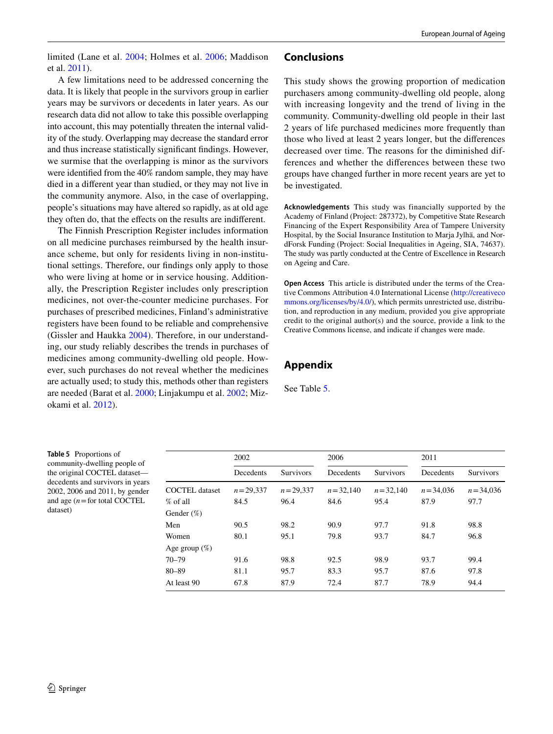limited (Lane et al. 2004; Holmes et al. 2006; Maddison et al. 2011).

A few limitations need to be addressed concerning the data. It is likely that people in the survivors group in earlier years may be survivors or decedents in later years. As our research data did not allow to take this possible overlapping into account, this may potentially threaten the internal validity of the study. Overlapping may decrease the standard error and thus increase statistically significant findings. However, we surmise that the overlapping is minor as the survivors were identified from the 40% random sample, they may have died in a different year than studied, or they may not live in the community anymore. Also, in the case of overlapping, people's situations may have altered so rapidly, as at old age they often do, that the effects on the results are indifferent.

The Finnish Prescription Register includes information on all medicine purchases reimbursed by the health insurance scheme, but only for residents living in non-institutional settings. Therefore, our findings only apply to those who were living at home or in service housing. Additionally, the Prescription Register includes only prescription medicines, not over-the-counter medicine purchases. For purchases of prescribed medicines, Finland's administrative registers have been found to be reliable and comprehensive (Gissler and Haukka 2004). Therefore, in our understanding, our study reliably describes the trends in purchases of medicines among community-dwelling old people. However, such purchases do not reveal whether the medicines are actually used; to study this, methods other than registers are needed (Barat et al. 2000; Linjakumpu et al. 2002; Mizokami et al. 2012).

## Conclusions

This study shows the growing proportion of medication purchasers among community-dwelling old people, along with increasing longevity and the trend of living in the community. Community-dwelling old people in their last 2 years of life purchased medicines more frequently than those who lived at least 2 years longer, but the differences decreased over time. The reasons for the diminished differences and whether the differences between these two groups have changed further in more recent years are yet to be investigated.

**Acknowledgements** This study was financially supported by the Academy of Finland (Project: 287372), by Competitive State Research Financing of the Expert Responsibility Area of Tampere University Hospital, by the Social Insurance Institution to Marja Jylhä, and NordForsk Funding (Project: Social Inequalities in Ageing, SIA, 74637). The study was partly conducted at the Centre of Excellence in Research on Ageing and Care.

**Open Access** This article is distributed under the terms of the Creative Commons Attribution 4.0 International License (http://creativecommons.org/licenses/by/4.0/), which permits unrestricted use, distribution, and reproduction in any medium, provided you give appropriate credit to the original author(s) and the source, provide a link to the Creative Commons license, and indicate if changes were made.

## Appendix

See Table 5.

**Table 5** Proportions of community-dwelling people of the original COCTEL dataset—decedents and survivors in years 2002, 2006 and 2011, by gender and age (n = for total COCTEL dataset)

| | 2002 | | 2006 | | 2011 | |
|---|---|---|---|---|---|---|
| | Decedents | Survivors | Decedents | Survivors | Decedents | Survivors |
| COCTEL dataset | $n=29{,}337$ | $n=29{,}337$ | $n=32{,}140$ | $n=32{,}140$ | $n=34{,}036$ | $n=34{,}036$ |
| % of all | 84.5 | 96.4 | 84.6 | 95.4 | 87.9 | 97.7 |
| Gender (%) | | | | | | |
| Men | 90.5 | 98.2 | 90.9 | 97.7 | 91.8 | 98.8 |
| Women | 80.1 | 95.1 | 79.8 | 93.7 | 84.7 | 96.8 |
| Age group (%) | | | | | | |
| 70–79 | 91.6 | 98.8 | 92.5 | 98.9 | 93.7 | 99.4 |
| 80–89 | 81.1 | 95.7 | 83.3 | 95.7 | 87.6 | 97.8 |
| At least 90 | 67.8 | 87.9 | 72.4 | 87.7 | 78.9 | 94.4 |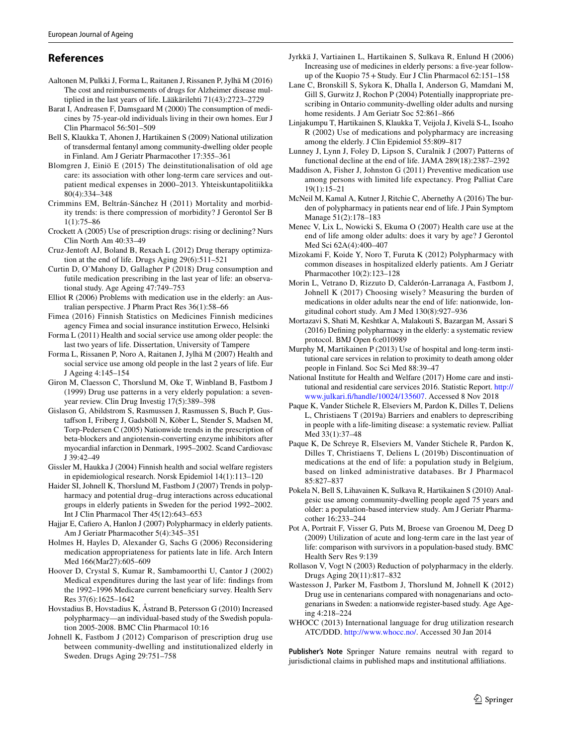## References

Aaltonen M, Pulkki J, Forma L, Raitanen J, Rissanen P, Jylhä M (2016) The cost and reimbursements of drugs for Alzheimer disease multiplied in the last years of life. Lääkärilehti 71(43):2723–2729

Barat I, Andreasen F, Damsgaard M (2000) The consumption of medicines by 75-year-old individuals living in their own homes. Eur J Clin Pharmacol 56:501–509

Bell S, Klaukka T, Ahonen J, Hartikainen S (2009) National utilization of transdermal fentanyl among community-dwelling older people in Finland. Am J Geriatr Pharmacother 17:355–361

Blomgren J, Einiö E (2015) The deinstitutionalisation of old age care: its association with other long-term care services and outpatient medical expenses in 2000–2013. Yhteiskuntapolitiikka 80(4):334–348

Crimmins EM, Beltrán-Sánchez H (2011) Mortality and morbidity trends: is there compression of morbidity? J Gerontol Ser B 1(1):75–86

Crockett A (2005) Use of prescription drugs: rising or declining? Nurs Clin North Am 40:33–49

Cruz-Jentoft AJ, Boland B, Rexach L (2012) Drug therapy optimization at the end of life. Drugs Aging 29(6):511–521

Curtin D, O'Mahony D, Gallagher P (2018) Drug consumption and futile medication prescribing in the last year of life: an observational study. Age Ageing 47:749–753

Elliot R (2006) Problems with medication use in the elderly: an Australian perspective. J Pharm Pract Res 36(1):58–66

Fimea (2016) Finnish Statistics on Medicines Finnish medicines agency Fimea and social insurance institution Erweco, Helsinki

Forma L (2011) Health and social service use among older people: the last two years of life. Dissertation, University of Tampere

Forma L, Rissanen P, Noro A, Raitanen J, Jylhä M (2007) Health and social service use among old people in the last 2 years of life. Eur J Ageing 4:145–154

Giron M, Claesson C, Thorslund M, Oke T, Winbland B, Fastbom J (1999) Drug use patterns in a very elderly population: a seven-year review. Clin Drug Investig 17(5):389–398

Gislason G, Abildstrom S, Rasmussen J, Rasmussen S, Buch P, Gustaffson I, Friberg J, Gadsböll N, Köber L, Stender S, Madsen M, Torp-Pedersen C (2005) Nationwide trends in the prescription of beta-blockers and angiotensin-converting enzyme inhibitors after myocardial infarction in Denmark, 1995–2002. Scand Cardiovasc J 39:42–49

Gissler M, Haukka J (2004) Finnish health and social welfare registers in epidemiological research. Norsk Epidemiol 14(1):113–120

Haider SI, Johnell K, Thorslund M, Fastbom J (2007) Trends in polypharmacy and potential drug–drug interactions across educational groups in elderly patients in Sweden for the period 1992–2002. Int J Clin Pharmacol Ther 45(12):643–653

Hajjar E, Cafiero A, Hanlon J (2007) Polypharmacy in elderly patients. Am J Geriatr Pharmacother 5(4):345–351

Holmes H, Hayles D, Alexander G, Sachs G (2006) Reconsidering medication appropriateness for patients late in life. Arch Intern Med 166(Mar27):605–609

Hoover D, Crystal S, Kumar R, Sambamoorthi U, Cantor J (2002) Medical expenditures during the last year of life: findings from the 1992–1996 Medicare current beneficiary survey. Health Serv Res 37(6):1625–1642

Hovstadius B, Hovstadius K, Åstrand B, Petersson G (2010) Increased polypharmacy—an individual-based study of the Swedish population 2005-2008. BMC Clin Pharmacol 10:16

Johnell K, Fastbom J (2012) Comparison of prescription drug use between community-dwelling and institutionalized elderly in Sweden. Drugs Aging 29:751–758

Jyrkkä J, Vartiainen L, Hartikainen S, Sulkava R, Enlund H (2006) Increasing use of medicines in elderly persons: a five-year follow-up of the Kuopio 75 + Study. Eur J Clin Pharmacol 62:151–158

Lane C, Bronskill S, Sykora K, Dhalla I, Anderson G, Mamdani M, Gill S, Gurwitz J, Rochon P (2004) Potentially inappropriate prescribing in Ontario community-dwelling older adults and nursing home residents. J Am Geriatr Soc 52:861–866

Linjakumpu T, Hartikainen S, Klaukka T, Veijola J, Kivelä S-L, Isoaho R (2002) Use of medications and polypharmacy are increasing among the elderly. J Clin Epidemiol 55:809–817

Lunney J, Lynn J, Foley D, Lipson S, Curalnik J (2007) Patterns of functional decline at the end of life. JAMA 289(18):2387–2392

Maddison A, Fisher J, Johnston G (2011) Preventive medication use among persons with limited life expectancy. Prog Palliat Care 19(1):15–21

McNeil M, Kamal A, Kutner J, Ritchie C, Abernethy A (2016) The burden of polypharmacy in patients near end of life. J Pain Symptom Manage 51(2):178–183

Menec V, Lix L, Nowicki S, Ekuma O (2007) Health care use at the end of life among older adults: does it vary by age? J Gerontol Med Sci 62A(4):400–407

Mizokami F, Koide Y, Noro T, Furuta K (2012) Polypharmacy with common diseases in hospitalized elderly patients. Am J Geriatr Pharmacother 10(2):123–128

Morin L, Vetrano D, Rizzuto D, Calderón-Larranaga A, Fastbom J, Johnell K (2017) Choosing wisely? Measuring the burden of medications in older adults near the end of life: nationwide, longitudinal cohort study. Am J Med 130(8):927–936

Mortazavi S, Shati M, Keshtkar A, Malakouti S, Bazargan M, Assari S (2016) Defining polypharmacy in the elderly: a systematic review protocol. BMJ Open 6:e010989

Murphy M, Martikainen P (2013) Use of hospital and long-term institutional care services in relation to proximity to death among older people in Finland. Soc Sci Med 88:39–47

National Institute for Health and Welfare (2017) Home care and institutional and residential care services 2016. Statistic Report. http://www.julkari.fi/handle/10024/135607. Accessed 8 Nov 2018

Paque K, Vander Stichele R, Elseviers M, Pardon K, Dilles T, Deliens L, Christiaens T (2019a) Barriers and enablers to deprescribing in people with a life-limiting disease: a systematic review. Palliat Med 33(1):37–48

Paque K, De Schreye R, Elseviers M, Vander Stichele R, Pardon K, Dilles T, Christiaens T, Deliens L (2019b) Discontinuation of medications at the end of life: a population study in Belgium, based on linked administrative databases. Br J Pharmacol 85:827–837

Pokela N, Bell S, Lihavainen K, Sulkava R, Hartikainen S (2010) Analgesic use among community-dwelling people aged 75 years and older: a population-based interview study. Am J Geriatr Pharmacother 16:233–244

Pot A, Portrait F, Visser G, Puts M, Broese van Groenou M, Deeg D (2009) Utilization of acute and long-term care in the last year of life: comparison with survivors in a population-based study. BMC Health Serv Res 9:139

Rollason V, Vogt N (2003) Reduction of polypharmacy in the elderly. Drugs Aging 20(11):817–832

Wastesson J, Parker M, Fastbom J, Thorslund M, Johnell K (2012) Drug use in centenarians compared with nonagenarians and octogenarians in Sweden: a nationwide register-based study. Age Ageing 4:218–224

WHOCC (2013) International language for drug utilization research ATC/DDD. http://www.whocc.no/. Accessed 30 Jan 2014

**Publisher's Note** Springer Nature remains neutral with regard to jurisdictional claims in published maps and institutional affiliations.